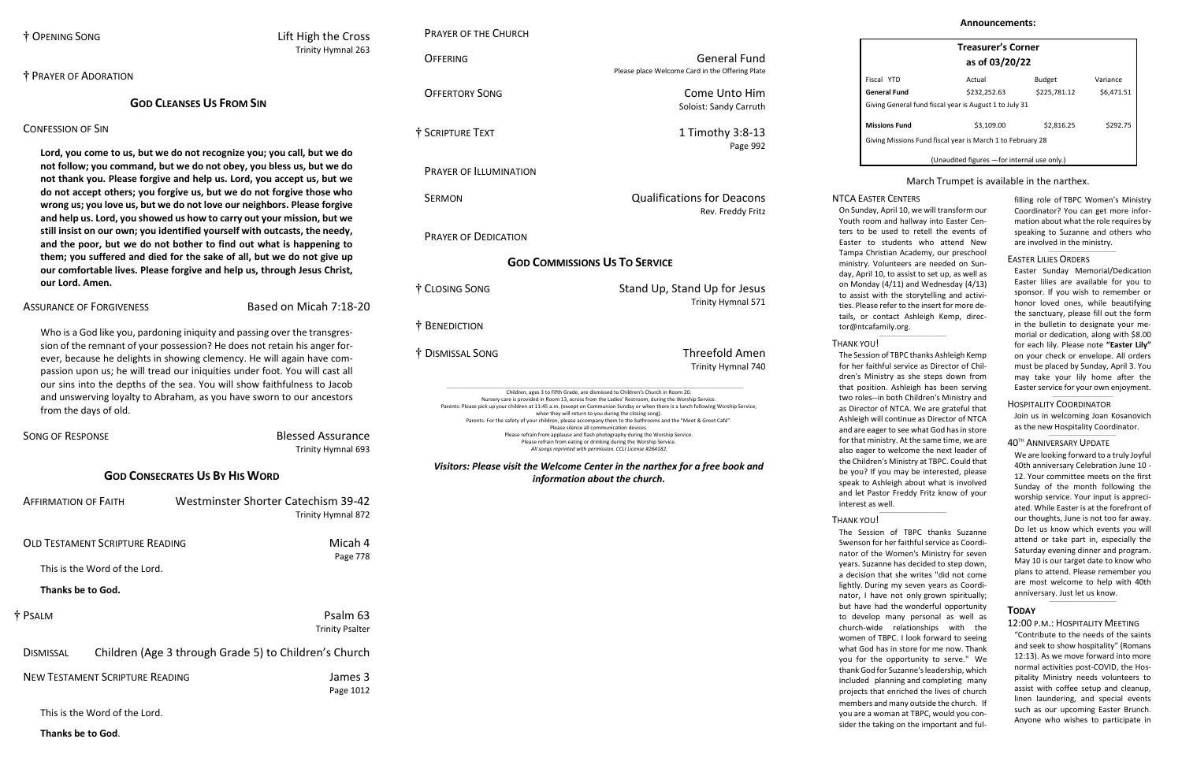† OPENING SONG — Lift High the Cross
Trinity Hymnal 263

† PRAYER OF ADORATION

## GOD CLEANSES US FROM SIN

CONFESSION OF SIN

**Lord, you come to us, but we do not recognize you; you call, but we do not follow; you command, but we do not obey, you bless us, but we do not thank you. Please forgive and help us. Lord, you accept us, but we do not accept others; you forgive us, but we do not forgive those who wrong us; you love us, but we do not love our neighbors. Please forgive and help us. Lord, you showed us how to carry out your mission, but we still insist on our own; you identified yourself with outcasts, the needy, and the poor, but we do not bother to find out what is happening to them; you suffered and died for the sake of all, but we do not give up our comfortable lives. Please forgive and help us, through Jesus Christ, our Lord. Amen.**

ASSURANCE OF FORGIVENESS — Based on Micah 7:18-20

Who is a God like you, pardoning iniquity and passing over the transgression of the remnant of your possession? He does not retain his anger forever, because he delights in showing clemency. He will again have compassion upon us; he will tread our iniquities under foot. You will cast all our sins into the depths of the sea. You will show faithfulness to Jacob and unswerving loyalty to Abraham, as you have sworn to our ancestors from the days of old.

SONG OF RESPONSE — Blessed Assurance
Trinity Hymnal 693

## GOD CONSECRATES US BY HIS WORD

AFFIRMATION OF FAITH — Westminster Shorter Catechism 39-42
Trinity Hymnal 872

OLD TESTAMENT SCRIPTURE READING — Micah 4
Page 778

This is the Word of the Lord.

**Thanks be to God.**

† PSALM — Psalm 63
Trinity Psalter

DISMISSAL — Children (Age 3 through Grade 5) to Children's Church

NEW TESTAMENT SCRIPTURE READING — James 3
Page 1012

This is the Word of the Lord.

**Thanks be to God**.

PRAYER OF THE CHURCH

OFFERING — General Fund
Please place Welcome Card in the Offering Plate

OFFERTORY SONG — Come Unto Him
Soloist: Sandy Carruth

† SCRIPTURE TEXT — 1 Timothy 3:8-13
Page 992

PRAYER OF ILLUMINATION

SERMON — Qualifications for Deacons
Rev. Freddy Fritz

PRAYER OF DEDICATION

## GOD COMMISSIONS US TO SERVICE

† CLOSING SONG — Stand Up, Stand Up for Jesus
Trinity Hymnal 571

† BENEDICTION

† DISMISSAL SONG — Threefold Amen
Trinity Hymnal 740

Children, ages 3 to Fifth Grade, are dismissed to Children's Church in Room 20.
Nursery care is provided in Room 13, across from the Ladies' Restroom, during the Worship Service.
Parents: Please pick up your children at 11:45 a.m. (except on Communion Sunday or when there is a lunch following Worship Service, when they will return to you during the closing song).
Parents: For the safety of your children, please accompany them to the bathrooms and the "Meet & Greet Café".
Please silence all communication devices.
Please refrain from applause and flash photography during the Worship Service.
Please refrain from eating or drinking during the Worship Service.
*All songs reprinted with permission. CCLI License #264182.*

***Visitors: Please visit the Welcome Center in the narthex for a free book and information about the church.***

## Announcements:

**Treasurer's Corner**
**as of 03/20/22**

| Fiscal YTD | Actual | Budget | Variance |
|---|---|---|---|
| **General Fund** | $232,252.63 | $225,781.12 | $6,471.51 |
| Giving General fund fiscal year is August 1 to July 31 | | | |
| **Missions Fund** | $3,109.00 | $2,816.25 | $292.75 |
| Giving Missions Fund fiscal year is March 1 to February 28 | | | |

(Unaudited figures —for internal use only.)

March Trumpet is available in the narthex.

### NTCA EASTER CENTERS

On Sunday, April 10, we will transform our Youth room and hallway into Easter Centers to be used to retell the events of Easter to students who attend New Tampa Christian Academy, our preschool ministry. Volunteers are needed on Sunday, April 10, to assist to set up, as well as on Monday (4/11) and Wednesday (4/13) to assist with the storytelling and activities. Please refer to the insert for more details, or contact Ashleigh Kemp, director@ntcafamily.org.

### THANK YOU!

The Session of TBPC thanks Ashleigh Kemp for her faithful service as Director of Children's Ministry as she steps down from that position. Ashleigh has been serving two roles--in both Children's Ministry and as Director of NTCA. We are grateful that Ashleigh will continue as Director of NTCA and are eager to see what God has in store for that ministry. At the same time, we are also eager to welcome the next leader of the Children's Ministry at TBPC. Could that be you? If you may be interested, please speak to Ashleigh about what is involved and let Pastor Freddy Fritz know of your interest as well.

### THANK YOU!

The Session of TBPC thanks Suzanne Swenson for her faithful service as Coordinator of the Women's Ministry for seven years. Suzanne has decided to step down, a decision that she writes "did not come lightly. During my seven years as Coordinator, I have not only grown spiritually; but have had the wonderful opportunity to develop many personal as well as church-wide relationships with the women of TBPC. I look forward to seeing what God has in store for me now. Thank you for the opportunity to serve." We thank God for Suzanne's leadership, which included planning and completing many projects that enriched the lives of church members and many outside the church. If you are a woman at TBPC, would you consider the taking on the important and fulfilling role of TBPC Women's Ministry Coordinator? You can get more information about what the role requires by speaking to Suzanne and others who are involved in the ministry.

### EASTER LILIES ORDERS

Easter Sunday Memorial/Dedication Easter lilies are available for you to sponsor. If you wish to remember or honor loved ones, while beautifying the sanctuary, please fill out the form in the bulletin to designate your memorial or dedication, along with $8.00 for each lily. Please note **"Easter Lily"** on your check or envelope. All orders must be placed by Sunday, April 3. You may take your lily home after the Easter service for your own enjoyment.

### HOSPITALITY COORDINATOR

Join us in welcoming Joan Kosanovich as the new Hospitality Coordinator.

### 40TH ANNIVERSARY UPDATE

We are looking forward to a truly Joyful 40th anniversary Celebration June 10 - 12. Your committee meets on the first Sunday of the month following the worship service. Your input is appreciated. While Easter is at the forefront of our thoughts, June is not too far away. Do let us know which events you will attend or take part in, especially the Saturday evening dinner and program. May 10 is our target date to know who plans to attend. Please remember you are most welcome to help with 40th anniversary. Just let us know.

### TODAY

12:00 P.M.: HOSPITALITY MEETING

"Contribute to the needs of the saints and seek to show hospitality" (Romans 12:13). As we move forward into more normal activities post-COVID, the Hospitality Ministry needs volunteers to assist with coffee setup and cleanup, linen laundering, and special events such as our upcoming Easter Brunch. Anyone who wishes to participate in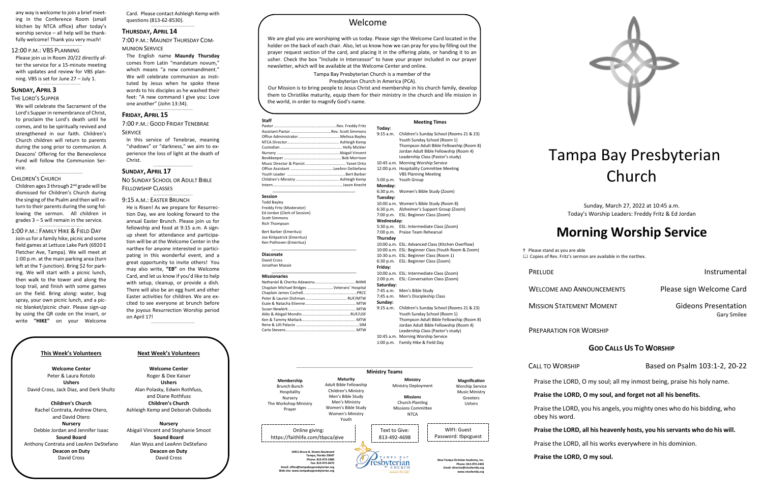any way is welcome to join a brief meeting in the Conference Room (small kitchen by NTCA office) after today's worship service – all help will be thankfully welcome! Thank you very much!

12:00 P.M.: VBS PLANNING

Please join us in Room 20/22 directly after the service for a 15-minute meeting with updates and review for VBS planning. VBS is set for June 27 – July 1.

## SUNDAY, APRIL 3

THE LORD'S SUPPER

We will celebrate the Sacrament of the Lord's Supper in remembrance of Christ, to proclaim the Lord's death until he comes, and to be spiritually revived and strengthened in our faith. Children's Church children will return to parents during the song prior to communion. A Deacons' Offering for the Benevolence Fund will follow the Communion Service.

CHILDREN'S CHURCH

Children ages 3 through 2nd grade will be dismissed for Children's Church during the singing of the Psalm and then will return to their parents during the song following the sermon. All children in grades 3 – 5 will remain in the service.

1:00 P.M.: FAMILY HIKE & FIELD DAY

Join us for a family hike, picnic and some field games at Lettuce Lake Park (6920 E Fletcher Ave, Tampa). We will meet at 1:00 p.m. at the main parking area (turn left at the T-junction). Bring $2 for parking. We will start with a picnic lunch, then walk to the tower and along the loop trail, and finish with some games on the field. Bring along: water, bug spray, your own picnic lunch, and a picnic blanket/picnic chair. Please sign-up by using the QR code on the insert, or write **"HIKE"** on your Welcome Card. Please contact Ashleigh Kemp with questions (813-62-8530).

## THURSDAY, APRIL 14

7:00 P.M.: MAUNDY THURSDAY COMMUNION SERVICE

The English name **Maundy Thursday** comes from Latin "mandatum novum," which means "a new commandment." We will celebrate communion as instituted by Jesus when he spoke these words to his disciples as he washed their feet: "A new command I give you: Love one another" (John 13:34).

## FRIDAY, APRIL 15

7:00 P.M.: GOOD FRIDAY TENEBRAE SERVICE

In this service of Tenebrae, meaning "shadows" or "darkness," we aim to experience the loss of light at the death of Christ.

## SUNDAY, APRIL 17

NO SUNDAY SCHOOL OR ADULT BIBLE FELLOWSHIP CLASSES

9:15 A.M.: EASTER BRUNCH

He is Risen! As we prepare for Resurrection Day, we are looking forward to the annual Easter Brunch. Please join us for fellowship and food at 9:15 a.m. A sign-up sheet for attendance and participation will be at the Welcome Center in the narthex for anyone interested in participating in this wonderful event, and a great opportunity to invite others! You may also write, **"EB"** on the Welcome Card, and let us know if you'd like to help with setup, cleanup, or provide a dish. There will also be an egg hunt and other Easter activities for children. We are excited to see everyone at brunch before the joyous Resurrection Worship period on April 17!

| This Week's Volunteers | Next Week's Volunteers |
|---|---|
| **Welcome Center** | **Welcome Center** |
| Peter & Laura Rotolo | Roger & Dee Kaiser |
| **Ushers** | **Ushers** |
| David Cross, Jack Diaz, and Derk Shultz | Alan Polasky, Edwin Rothfuss, and Diane Rothfuss |
| **Children's Church** | **Children's Church** |
| Rachel Contrata, Andrew Otero, and David Otero | Ashleigh Kemp and Deborah Osibodu |
| **Nursery** | **Nursery** |
| Debbie Jordan and Jennifer Isaac | Abigail Vincent and Stephanie Smoot |
| **Sound Board** | **Sound Board** |
| Anthony Contrata and LeeAnn DeStefano | Alan Wyss and LeeAnn DeStefano |
| **Deacon on Duty** | **Deacon on Duty** |
| David Cross | David Cross |

## Welcome

We are glad you are worshiping with us today. Please sign the Welcome Card located in the holder on the back of each chair. Also, let us know how we can pray for you by filling out the prayer request section of the card, and placing it in the offering plate, or handing it to an usher. Check the box "Include in Intercessor" to have your prayer included in our prayer newsletter, which will be available at the Welcome Center and online.

Tampa Bay Presbyterian Church is a member of the Presbyterian Church in America (PCA).

Our Mission is to bring people to Jesus Christ and membership in his church family, develop them to Christlike maturity, equip them for their ministry in the church and life mission in the world, in order to magnify God's name.

**Staff**

| | |
|---|---|
| Pastor | Rev. Freddy Fritz |
| Assistant Pastor | Rev. Scott Simmons |
| Office Administrator | Melissa Bayley |
| NTCA Director | Ashleigh Kemp |
| Custodian | Holly Mickler |
| Nursery | Abigail Vincent |
| Bookkeeper | Bob Morrison |
| Music Director & Pianist | Yanet Ortiz |
| Office Assistant | LeeAnn DeStefano |
| Youth Leader | Bert Barber |
| Children's Ministry | Ashleigh Kemp |
| Intern | Jason Knecht |

**Session**

Todd Bayley
Freddy Fritz (Moderator)
Ed Jordan (Clerk of Session)
Scott Simmons
Rich Thompson

Bert Barber (Emeritus)
Joe Kirkpatrick (Emeritus)
Ken Pothoven (Emeritus)

**Diaconate**

David Cross
Jonathan Massie

**Missionaries**

| | |
|---|---|
| Nathaniel & Cherita Adawonu | NHMI |
| Chaplain Michael Bridges | Veterans' Hospital |
| Chaplain James Cochell | PRCC |
| Peter & Lauren Dishman | RUF/MTW |
| Esaie & Natacha Etienne | MTW |
| Susan Newkirk | MTW |
| Aldo & Abigail Mondin | RUF/USF |
| Ken & Tammy Matlack | MTW |
| Rene & Lilli Palacio | SIM |
| Carla Stevens | MTW |

**Meeting Times**

**Today:**
9:15 a.m. Children's Sunday School (Rooms 21 & 23)
Youth Sunday School (Room 1)
Thompson Adult Bible Fellowship (Room 8)
Jordan Adult Bible Fellowship (Room 4)
Leadership Class (Pastor's study)
10:45 a.m. Morning Worship Service
12:00 p.m. Hospitality Committee Meeting
VBS Planning Meeting
5:00 p.m. Youth Group

**Monday:**
6:30 p.m. Women's Bible Study (Zoom)

**Tuesday:**
10:00 a.m. Women's Bible Study (Room 8)
6:30 p.m. Alzheimer's Support Group (Zoom)
7:00 p.m. ESL: Beginner Class (Zoom)

**Wednesday:**
5:30 p.m. ESL: Intermediate Class (Zoom)
7:00 p.m. Praise Team Rehearsal

**Thursday**
10:00 a.m. ESL: Advanced Class (Kitchen Overflow)
10:00 a.m. ESL: Beginner Class (Youth Room & Zoom)
10:30 a.m. ESL: Beginner Class (Room 1)
6:30 p.m. ESL: Beginner Class (Zoom)

**Friday:**
10:00 a.m. ESL: Intermediate Class (Zoom)
2:00 p.m. ESL: Conversation Class (Zoom)

**Saturday:**
7:45 a.m. Men's Bible Study
7:45 a.m. Men's Discipleship Class

**Sunday:**
9:15 a.m. Children's Sunday School (Rooms 21 & 23)
Youth Sunday School (Room 1)
Thompson Adult Bible Fellowship (Room 8)
Jordan Adult Bible Fellowship (Room 4)
Leadership Class (Pastor's study)
10:45 a.m. Morning Worship Service
1:00 p.m. Family Hike & Field Day

**Ministry Teams**

| Membership | Maturity | Ministry | Magnification |
|---|---|---|---|
| Brunch Bunch | Adult Bible Fellowship | Ministry Deployment | Worship Service |
| Hospitality | Children's Ministry | | Music Ministry |
| Nursery | Men's Bible Study | **Missions** | Greeters |
| The Workshop Ministry | Men's Ministry | Church Planting | Ushers |
| Prayer | Women's Bible Study | Missions Committee | |
| | Women's Ministry | NTCA | |
| | Youth | | |

Online giving: https://faithlife.com/tbpca/give

Text to Give: 813-492-4698

WIFI: Guest Password: tbpcguest

19911 Bruce B. Downs Boulevard
Tampa, Florida 33647
Phone: 813-973-2484
Fax: 813-973-4673
Email: office@tampabaypresbyterian.org
Web site: www.tampabaypresbyterian.org

New Tampa Christian Academy, Inc.
Phone: 813-973-2443
Email: director@ntcafamily.org
www.ntcafamily.org

# Tampa Bay Presbyterian Church

Sunday, March 27, 2022 at 10:45 a.m.
Today's Worship Leaders: Freddy Fritz & Ed Jordan

# Morning Worship Service

† Please stand as you are able
Copies of Rev. Fritz's sermon are available in the narthex.

PRELUDE — Instrumental

WELCOME AND ANNOUNCEMENTS — Please sign Welcome Card

MISSION STATEMENT MOMENT — Gideons Presentation, Gary Smilee

PREPARATION FOR WORSHIP

## GOD CALLS US TO WORSHIP

CALL TO WORSHIP — Based on Psalm 103:1-2, 20-22

Praise the LORD, O my soul; all my inmost being, praise his holy name.

**Praise the LORD, O my soul, and forget not all his benefits.**

Praise the LORD, you his angels, you mighty ones who do his bidding, who obey his word.

**Praise the LORD, all his heavenly hosts, you his servants who do his will.**

Praise the LORD, all his works everywhere in his dominion.

**Praise the LORD, O my soul.**